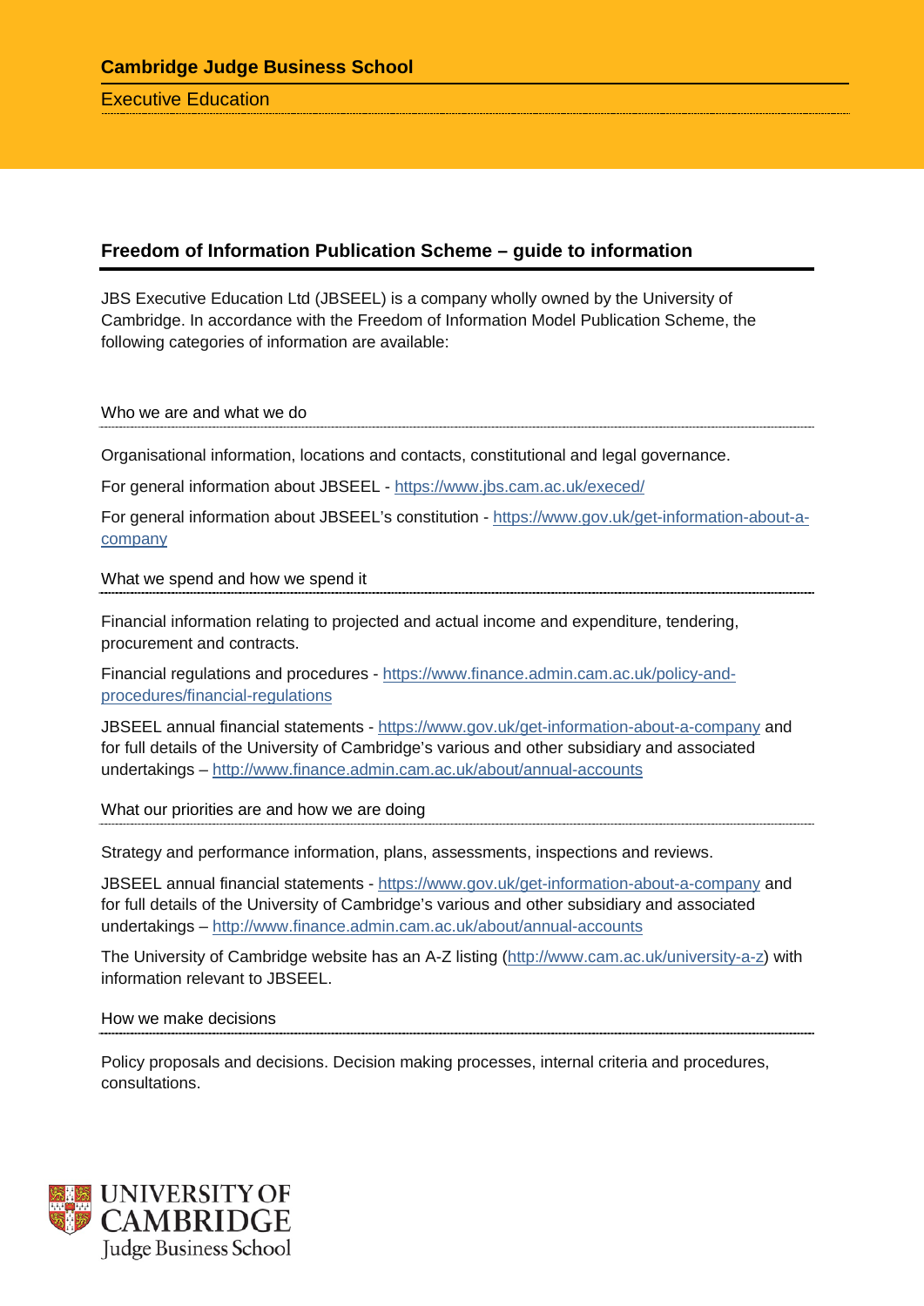Cambridge Judge Business School

Executive Education

## Freedom of Information Publication Scheme – guide to information

JBS Executive Education Ltd (JBSEEL) is a company wholly owned by the University of Cambridge. In accordance with the Freedom of Information Model Publication Scheme, the following categories of information are available:

### Who we are and what we do

Organisational information, locations and contacts, constitutional and legal governance.

For general information about JBSEEL - https://www.jbs.cam.ac.uk/execed/

For general information about JBSEEL's constitution - https://www.gov.uk/get-information-about-a-company

### What we spend and how we spend it

Financial information relating to projected and actual income and expenditure, tendering, procurement and contracts.

Financial regulations and procedures - https://www.finance.admin.cam.ac.uk/policy-and-procedures/financial-regulations

JBSEEL annual financial statements - https://www.gov.uk/get-information-about-a-company and for full details of the University of Cambridge's various and other subsidiary and associated undertakings – http://www.finance.admin.cam.ac.uk/about/annual-accounts

### What our priorities are and how we are doing

Strategy and performance information, plans, assessments, inspections and reviews.

JBSEEL annual financial statements - https://www.gov.uk/get-information-about-a-company and for full details of the University of Cambridge's various and other subsidiary and associated undertakings – http://www.finance.admin.cam.ac.uk/about/annual-accounts

The University of Cambridge website has an A-Z listing (http://www.cam.ac.uk/university-a-z) with information relevant to JBSEEL.

### How we make decisions

Policy proposals and decisions. Decision making processes, internal criteria and procedures, consultations.

UNIVERSITY OF CAMBRIDGE
Judge Business School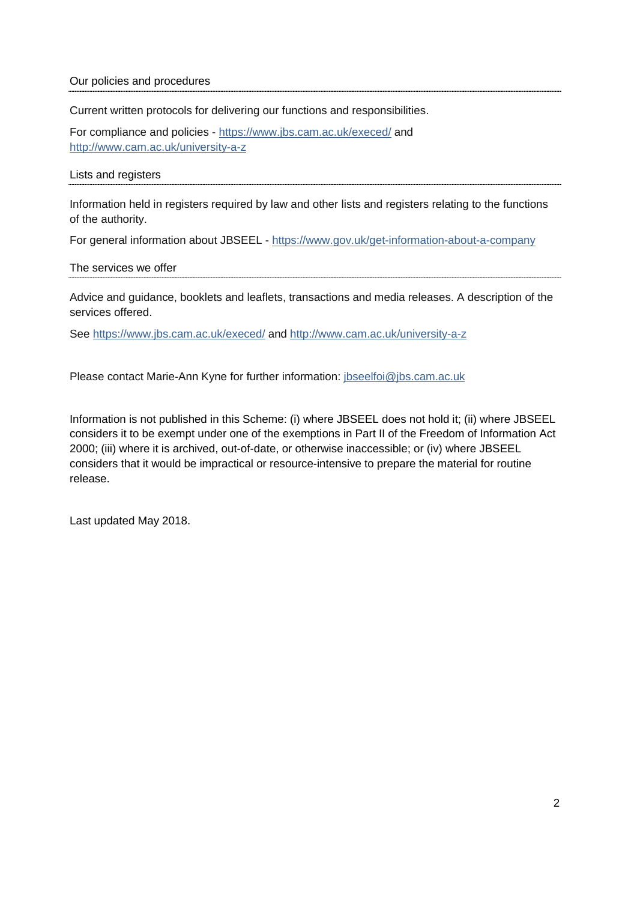### Our policies and procedures

Current written protocols for delivering our functions and responsibilities.

For compliance and policies - https://www.jbs.cam.ac.uk/execed/ and http://www.cam.ac.uk/university-a-z

### Lists and registers

Information held in registers required by law and other lists and registers relating to the functions of the authority.

For general information about JBSEEL - https://www.gov.uk/get-information-about-a-company

### The services we offer

Advice and guidance, booklets and leaflets, transactions and media releases. A description of the services offered.

See https://www.jbs.cam.ac.uk/execed/ and http://www.cam.ac.uk/university-a-z

Please contact Marie-Ann Kyne for further information: jbseelfoi@jbs.cam.ac.uk

Information is not published in this Scheme: (i) where JBSEEL does not hold it; (ii) where JBSEEL considers it to be exempt under one of the exemptions in Part II of the Freedom of Information Act 2000; (iii) where it is archived, out-of-date, or otherwise inaccessible; or (iv) where JBSEEL considers that it would be impractical or resource-intensive to prepare the material for routine release.

Last updated May 2018.